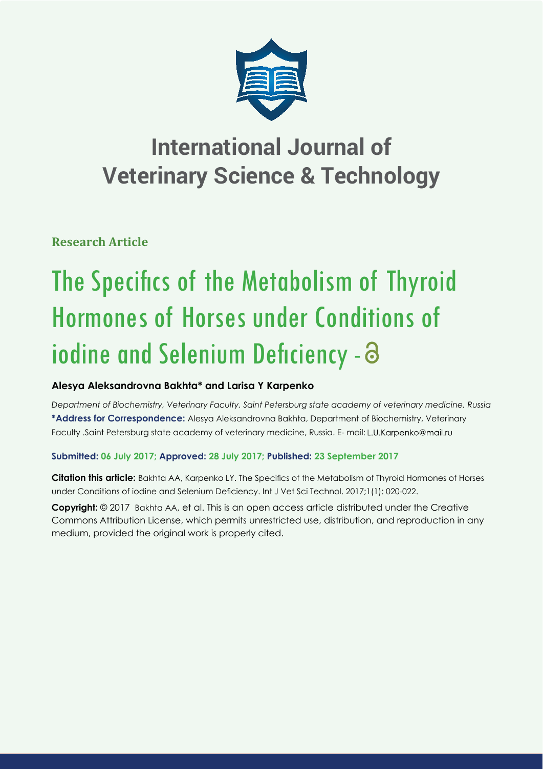# International Journal of Veterinary Science & Technology

**Research Article**

# The Specifics of the Metabolism of Thyroid Hormones of Horses under Conditions of iodine and Selenium Deficiency -

**Alesya Aleksandrovna Bakhta* and Larisa Y Karpenko**

*Department of Biochemistry, Veterinary Faculty. Saint Petersburg state academy of veterinary medicine, Russia*

**\*Address for Correspondence:** Alesya Aleksandrovna Bakhta, Department of Biochemistry, Veterinary Faculty .Saint Petersburg state academy of veterinary medicine, Russia. E- mail: L.U.Karpenko@mail.ru

**Submitted: 06 July 2017; Approved: 28 July 2017; Published: 23 September 2017**

**Citation this article:** Bakhta AA, Karpenko LY. The Specifics of the Metabolism of Thyroid Hormones of Horses under Conditions of iodine and Selenium Deficiency. Int J Vet Sci Technol. 2017;1(1): 020-022.

**Copyright:** © 2017 Bakhta AA, et al. This is an open access article distributed under the Creative Commons Attribution License, which permits unrestricted use, distribution, and reproduction in any medium, provided the original work is properly cited.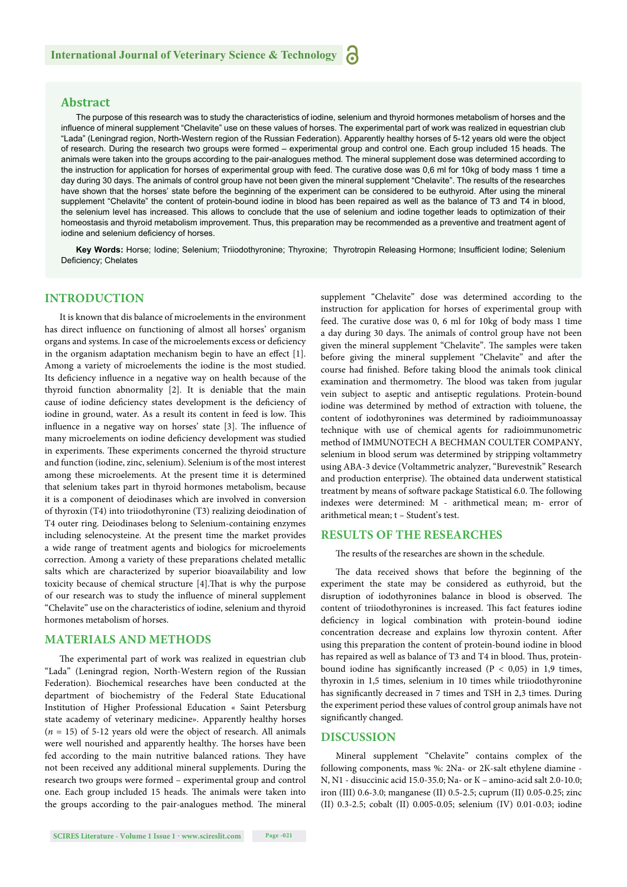## Abstract

The purpose of this research was to study the characteristics of iodine, selenium and thyroid hormones metabolism of horses and the influence of mineral supplement "Chelavite" use on these values of horses. The experimental part of work was realized in equestrian club "Lada" (Leningrad region, North-Western region of the Russian Federation). Apparently healthy horses of 5-12 years old were the object of research. During the research two groups were formed – experimental group and control one. Each group included 15 heads. The animals were taken into the groups according to the pair-analogues method. The mineral supplement dose was determined according to the instruction for application for horses of experimental group with feed. The curative dose was 0,6 ml for 10kg of body mass 1 time a day during 30 days. The animals of control group have not been given the mineral supplement "Chelavite". The results of the researches have shown that the horses' state before the beginning of the experiment can be considered to be euthyroid. After using the mineral supplement "Chelavite" the content of protein-bound iodine in blood has been repaired as well as the balance of T3 and T4 in blood, the selenium level has increased. This allows to conclude that the use of selenium and iodine together leads to optimization of their homeostasis and thyroid metabolism improvement. Thus, this preparation may be recommended as a preventive and treatment agent of iodine and selenium deficiency of horses.

**Key Words:** Horse; Iodine; Selenium; Triiodothyronine; Thyroxine; Thyrotropin Releasing Hormone; Insufficient Iodine; Selenium Deficiency; Chelates

## INTRODUCTION

It is known that dis balance of microelements in the environment has direct influence on functioning of almost all horses' organism organs and systems. In case of the microelements excess or deficiency in the organism adaptation mechanism begin to have an effect [1]. Among a variety of microelements the iodine is the most studied. Its deficiency influence in a negative way on health because of the thyroid function abnormality [2]. It is deniable that the main cause of iodine deficiency states development is the deficiency of iodine in ground, water. As a result its content in feed is low. This influence in a negative way on horses' state [3]. The influence of many microelements on iodine deficiency development was studied in experiments. These experiments concerned the thyroid structure and function (iodine, zinc, selenium). Selenium is of the most interest among these microelements. At the present time it is determined that selenium takes part in thyroid hormones metabolism, because it is a component of deiodinases which are involved in conversion of thyroxin (T4) into triiodothyronine (T3) realizing deiodination of T4 outer ring. Deiodinases belong to Selenium-containing enzymes including selenocysteine. At the present time the market provides a wide range of treatment agents and biologics for microelements correction. Among a variety of these preparations chelated metallic salts which are characterized by superior bioavailability and low toxicity because of chemical structure [4].That is why the purpose of our research was to study the influence of mineral supplement "Chelavite" use on the characteristics of iodine, selenium and thyroid hormones metabolism of horses.

## MATERIALS AND METHODS

The experimental part of work was realized in equestrian club "Lada" (Leningrad region, North-Western region of the Russian Federation). Biochemical researches have been conducted at the department of biochemistry of the Federal State Educational Institution of Higher Professional Education « Saint Petersburg state academy of veterinary medicine». Apparently healthy horses ($n$ = 15) of 5-12 years old were the object of research. All animals were well nourished and apparently healthy. The horses have been fed according to the main nutritive balanced rations. They have not been received any additional mineral supplements. During the research two groups were formed – experimental group and control one. Each group included 15 heads. The animals were taken into the groups according to the pair-analogues method. The mineral supplement "Chelavite" dose was determined according to the instruction for application for horses of experimental group with feed. The curative dose was 0, 6 ml for 10kg of body mass 1 time a day during 30 days. The animals of control group have not been given the mineral supplement "Chelavite". The samples were taken before giving the mineral supplement "Chelavite" and after the course had finished. Before taking blood the animals took clinical examination and thermometry. The blood was taken from jugular vein subject to aseptic and antiseptic regulations. Protein-bound iodine was determined by method of extraction with toluene, the content of iodothyronines was determined by radioimmunoassay technique with use of chemical agents for radioimmunometric method of IMMUNOTECH A BECHMAN COULTER COMPANY, selenium in blood serum was determined by stripping voltammetry using ABA-3 device (Voltammetric analyzer, "Burevestnik" Research and production enterprise). The obtained data underwent statistical treatment by means of software package Statistical 6.0. The following indexes were determined: M - arithmetical mean; m- error of arithmetical mean; t – Student's test.

## RESULTS OF THE RESEARCHES

The results of the researches are shown in the schedule.

The data received shows that before the beginning of the experiment the state may be considered as euthyroid, but the disruption of iodothyronines balance in blood is observed. The content of triiodothyronines is increased. This fact features iodine deficiency in logical combination with protein-bound iodine concentration decrease and explains low thyroxin content. After using this preparation the content of protein-bound iodine in blood has repaired as well as balance of T3 and T4 in blood. Thus, protein-bound iodine has significantly increased ($P < 0{,}05$) in 1,9 times, thyroxin in 1,5 times, selenium in 10 times while triiodothyronine has significantly decreased in 7 times and TSH in 2,3 times. During the experiment period these values of control group animals have not significantly changed.

## DISCUSSION

Mineral supplement "Chelavite" contains complex of the following components, mass %: 2Na- or 2K-salt ethylene diamine - N, N1 - disuccinic acid 15.0-35.0; Na- or K – amino-acid salt 2.0-10.0; iron (III) 0.6-3.0; manganese (II) 0.5-2.5; cuprum (II) 0.05-0.25; zinc (II) 0.3-2.5; cobalt (II) 0.005-0.05; selenium (IV) 0.01-0.03; iodine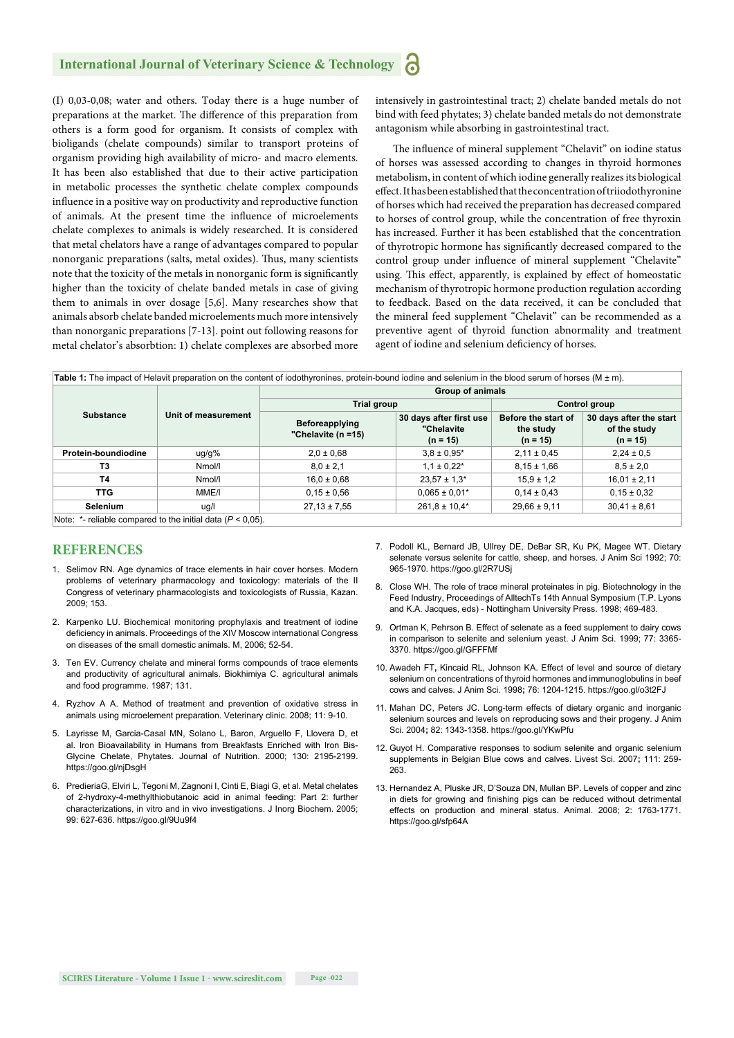(I) 0,03-0,08; water and others. Today there is a huge number of preparations at the market. The difference of this preparation from others is a form good for organism. It consists of complex with bioligands (chelate compounds) similar to transport proteins of organism providing high availability of micro- and macro elements. It has been also established that due to their active participation in metabolic processes the synthetic chelate complex compounds influence in a positive way on productivity and reproductive function of animals. At the present time the influence of microelements chelate complexes to animals is widely researched. It is considered that metal chelators have a range of advantages compared to popular nonorganic preparations (salts, metal oxides). Thus, many scientists note that the toxicity of the metals in nonorganic form is significantly higher than the toxicity of chelate banded metals in case of giving them to animals in over dosage [5,6]. Many researches show that animals absorb chelate banded microelements much more intensively than nonorganic preparations [7-13]. point out following reasons for metal chelator's absorbtion: 1) chelate complexes are absorbed more intensively in gastrointestinal tract; 2) chelate banded metals do not bind with feed phytates; 3) chelate banded metals do not demonstrate antagonism while absorbing in gastrointestinal tract.

The influence of mineral supplement "Chelavit" on iodine status of horses was assessed according to changes in thyroid hormones metabolism, in content of which iodine generally realizes its biological effect. It has been established that the concentration of triiodothyronine of horses which had received the preparation has decreased compared to horses of control group, while the concentration of free thyroxin has increased. Further it has been established that the concentration of thyrotropic hormone has significantly decreased compared to the control group under influence of mineral supplement "Chelavite" using. This effect, apparently, is explained by effect of homeostatic mechanism of thyrotropic hormone production regulation according to feedback. Based on the data received, it can be concluded that the mineral feed supplement "Chelavit" can be recommended as a preventive agent of thyroid function abnormality and treatment agent of iodine and selenium deficiency of horses.

**Table 1:** The impact of Helavit preparation on the content of iodothyronines, protein-bound iodine and selenium in the blood serum of horses (M ± m).

| Substance | Unit of measurement | Group of animals | | | |
|---|---|---|---|---|---|
| | | Trial group | | Control group | |
| | | Beforeapplying "Chelavite (n =15) | 30 days after first use "Chelavite (n = 15) | Before the start of the study (n = 15) | 30 days after the start of the study (n = 15) |
| **Protein-boundiodine** | ug/g% | 2,0 ± 0,68 | 3,8 ± 0,95* | 2,11 ± 0,45 | 2,24 ± 0,5 |
| **T3** | Nmol/l | 8,0 ± 2,1 | 1,1 ± 0,22* | 8,15 ± 1,66 | 8,5 ± 2,0 |
| **T4** | Nmol/l | 16,0 ± 0,68 | 23,57 ± 1,3* | 15,9 ± 1,2 | 16,01 ± 2,11 |
| **TTG** | MME/l | 0,15 ± 0,56 | 0,065 ± 0,01* | 0,14 ± 0,43 | 0,15 ± 0,32 |
| **Selenium** | ug/l | 27,13 ± 7,55 | 261,8 ± 10,4* | 29,66 ± 9,11 | 30,41 ± 8,61 |

Note: *- reliable compared to the initial data ($P < 0,05$).

## REFERENCES

1. Selimov RN. Age dynamics of trace elements in hair cover horses. Modern problems of veterinary pharmacology and toxicology: materials of the II Congress of veterinary pharmacologists and toxicologists of Russia, Kazan. 2009; 153.
2. Karpenko LU. Biochemical monitoring prophylaxis and treatment of iodine deficiency in animals. Proceedings of the XIV Moscow international Congress on diseases of the small domestic animals. M, 2006; 52-54.
3. Ten EV. Currency chelate and mineral forms compounds of trace elements and productivity of agricultural animals. Biokhimiya C. agricultural animals and food programme. 1987; 131.
4. Ryzhov A A. Method of treatment and prevention of oxidative stress in animals using microelement preparation. Veterinary clinic. 2008; 11: 9-10.
5. Layrisse M, Garcia-Casal MN, Solano L, Baron, Arguello F, Llovera D, et al. Iron Bioavailability in Humans from Breakfasts Enriched with Iron Bis-Glycine Chelate, Phytates. Journal of Nutrition. 2000; 130: 2195-2199. https://goo.gl/njDsgH
6. PredieriaG, Elviri L, Tegoni M, Zagnoni I, Cinti E, Biagi G, et al. Metal chelates of 2-hydroxy-4-methylthiobutanoic acid in animal feeding: Part 2: further characterizations, in vitro and in vivo investigations. J Inorg Biochem. 2005; 99: 627-636. https://goo.gl/9Uu9f4
7. Podoll KL, Bernard JB, Ullrey DE, DeBar SR, Ku PK, Magee WT. Dietary selenate versus selenite for cattle, sheep, and horses. J Anim Sci 1992; 70: 965-1970. https://goo.gl/2R7USj
8. Close WH. The role of trace mineral proteinates in pig. Biotechnology in the Feed Industry, Proceedings of AlltechTs 14th Annual Symposium (T.P. Lyons and K.A. Jacques, eds) - Nottingham University Press. 1998; 469-483.
9. Ortman K, Pehrson B. Effect of selenate as a feed supplement to dairy cows in comparison to selenite and selenium yeast. J Anim Sci. 1999; 77: 3365-3370. https://goo.gl/GFFFMf
10. Awadeh FT, Kincaid RL, Johnson KA. Effect of level and source of dietary selenium on concentrations of thyroid hormones and immunoglobulins in beef cows and calves. J Anim Sci. 1998; 76: 1204-1215. https://goo.gl/o3t2FJ
11. Mahan DC, Peters JC. Long-term effects of dietary organic and inorganic selenium sources and levels on reproducing sows and their progeny. J Anim Sci. 2004; 82: 1343-1358. https://goo.gl/YKwPfu
12. Guyot H. Comparative responses to sodium selenite and organic selenium supplements in Belgian Blue cows and calves. Livest Sci. 2007; 111: 259-263.
13. Hernandez A, Pluske JR, D'Souza DN, Mullan BP. Levels of copper and zinc in diets for growing and finishing pigs can be reduced without detrimental effects on production and mineral status. Animal. 2008; 2: 1763-1771. https://goo.gl/sfp64A